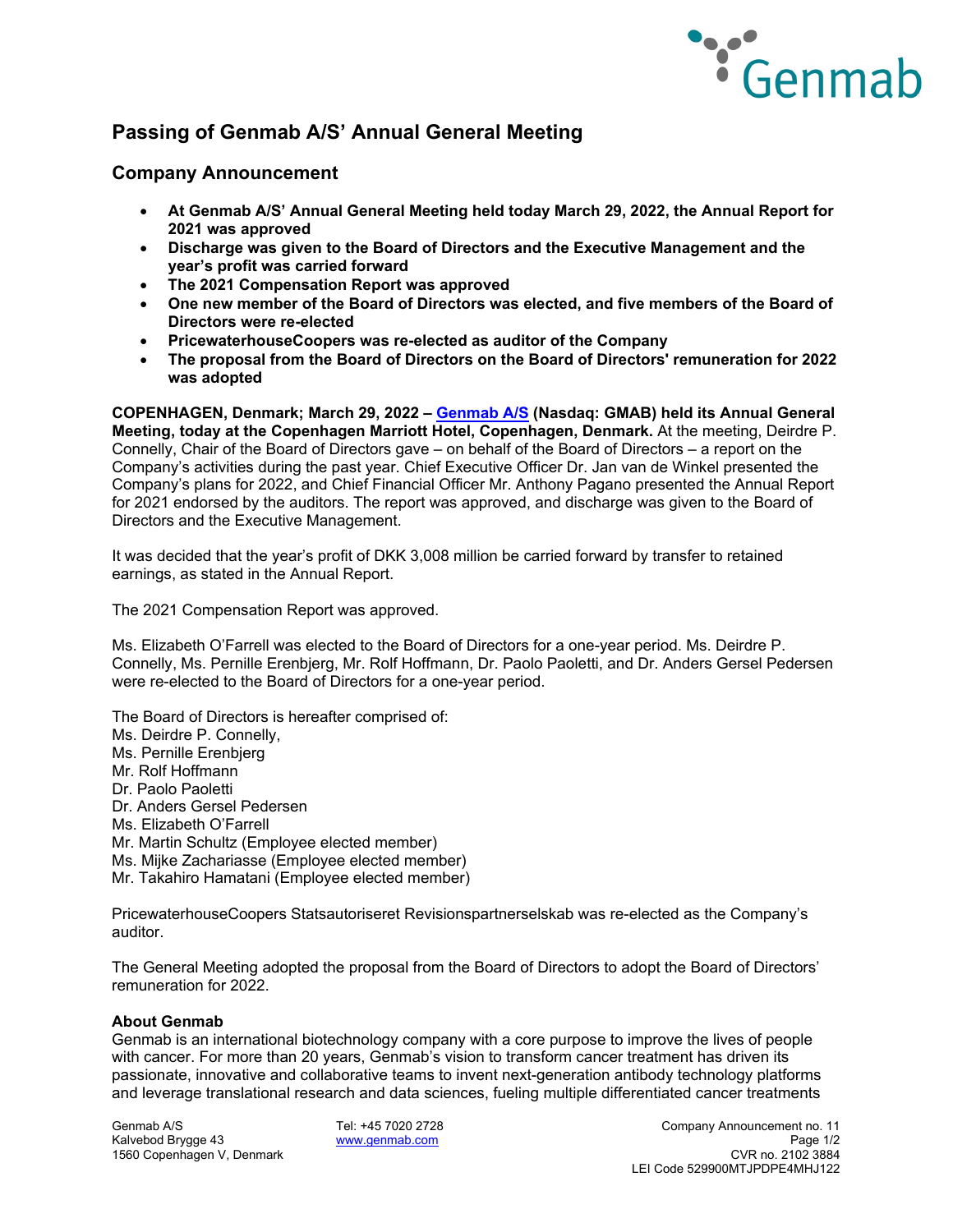# Passing of Genmab A/S' Annual General Meeting

## Company Announcement

- **At Genmab A/S' Annual General Meeting held today March 29, 2022, the Annual Report for 2021 was approved**
- **Discharge was given to the Board of Directors and the Executive Management and the year's profit was carried forward**
- **The 2021 Compensation Report was approved**
- **One new member of the Board of Directors was elected, and five members of the Board of Directors were re-elected**
- **PricewaterhouseCoopers was re-elected as auditor of the Company**
- **The proposal from the Board of Directors on the Board of Directors' remuneration for 2022 was adopted**

**COPENHAGEN, Denmark; March 29, 2022 – Genmab A/S (Nasdaq: GMAB) held its Annual General Meeting, today at the Copenhagen Marriott Hotel, Copenhagen, Denmark.** At the meeting, Deirdre P. Connelly, Chair of the Board of Directors gave – on behalf of the Board of Directors – a report on the Company's activities during the past year. Chief Executive Officer Dr. Jan van de Winkel presented the Company's plans for 2022, and Chief Financial Officer Mr. Anthony Pagano presented the Annual Report for 2021 endorsed by the auditors. The report was approved, and discharge was given to the Board of Directors and the Executive Management.

It was decided that the year's profit of DKK 3,008 million be carried forward by transfer to retained earnings, as stated in the Annual Report.

The 2021 Compensation Report was approved.

Ms. Elizabeth O'Farrell was elected to the Board of Directors for a one-year period. Ms. Deirdre P. Connelly, Ms. Pernille Erenbjerg, Mr. Rolf Hoffmann, Dr. Paolo Paoletti, and Dr. Anders Gersel Pedersen were re-elected to the Board of Directors for a one-year period.

The Board of Directors is hereafter comprised of:
Ms. Deirdre P. Connelly,
Ms. Pernille Erenbjerg
Mr. Rolf Hoffmann
Dr. Paolo Paoletti
Dr. Anders Gersel Pedersen
Ms. Elizabeth O'Farrell
Mr. Martin Schultz (Employee elected member)
Ms. Mijke Zachariasse (Employee elected member)
Mr. Takahiro Hamatani (Employee elected member)

PricewaterhouseCoopers Statsautoriseret Revisionspartnerselskab was re-elected as the Company's auditor.

The General Meeting adopted the proposal from the Board of Directors to adopt the Board of Directors' remuneration for 2022.

**About Genmab**
Genmab is an international biotechnology company with a core purpose to improve the lives of people with cancer. For more than 20 years, Genmab's vision to transform cancer treatment has driven its passionate, innovative and collaborative teams to invent next-generation antibody technology platforms and leverage translational research and data sciences, fueling multiple differentiated cancer treatments

Genmab A/S
Kalvebod Brygge 43
1560 Copenhagen V, Denmark

Tel: +45 7020 2728
www.genmab.com

Company Announcement no. 11
CVR no. 2102 3884
LEI Code 529900MTJPDPE4MHJ122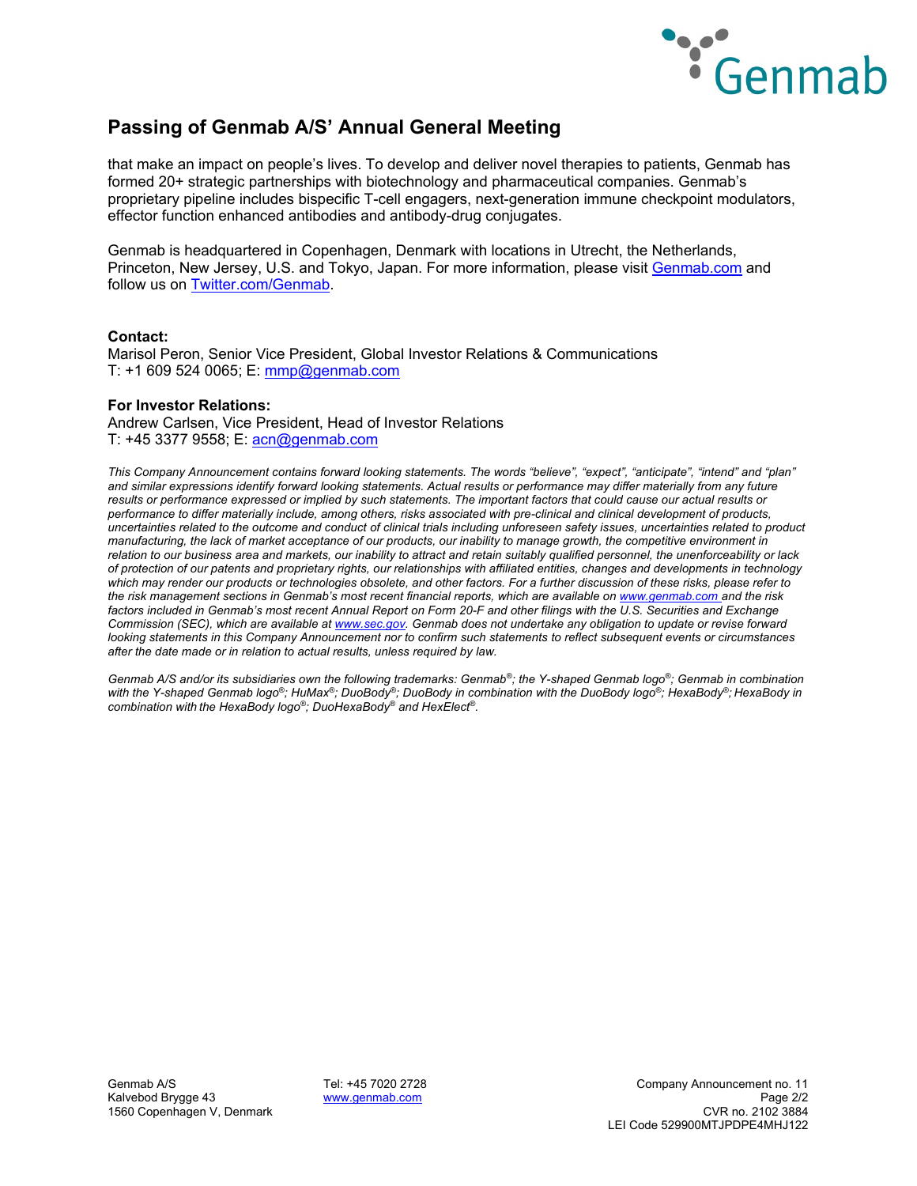## Passing of Genmab A/S' Annual General Meeting

that make an impact on people's lives. To develop and deliver novel therapies to patients, Genmab has formed 20+ strategic partnerships with biotechnology and pharmaceutical companies. Genmab's proprietary pipeline includes bispecific T-cell engagers, next-generation immune checkpoint modulators, effector function enhanced antibodies and antibody-drug conjugates.

Genmab is headquartered in Copenhagen, Denmark with locations in Utrecht, the Netherlands, Princeton, New Jersey, U.S. and Tokyo, Japan. For more information, please visit Genmab.com and follow us on Twitter.com/Genmab.

**Contact:**
Marisol Peron, Senior Vice President, Global Investor Relations & Communications
T: +1 609 524 0065; E: mmp@genmab.com

**For Investor Relations:**
Andrew Carlsen, Vice President, Head of Investor Relations
T: +45 3377 9558; E: acn@genmab.com

*This Company Announcement contains forward looking statements. The words "believe", "expect", "anticipate", "intend" and "plan" and similar expressions identify forward looking statements. Actual results or performance may differ materially from any future results or performance expressed or implied by such statements. The important factors that could cause our actual results or performance to differ materially include, among others, risks associated with pre-clinical and clinical development of products, uncertainties related to the outcome and conduct of clinical trials including unforeseen safety issues, uncertainties related to product manufacturing, the lack of market acceptance of our products, our inability to manage growth, the competitive environment in relation to our business area and markets, our inability to attract and retain suitably qualified personnel, the unenforceability or lack of protection of our patents and proprietary rights, our relationships with affiliated entities, changes and developments in technology which may render our products or technologies obsolete, and other factors. For a further discussion of these risks, please refer to the risk management sections in Genmab's most recent financial reports, which are available on www.genmab.com and the risk factors included in Genmab's most recent Annual Report on Form 20-F and other filings with the U.S. Securities and Exchange Commission (SEC), which are available at www.sec.gov. Genmab does not undertake any obligation to update or revise forward looking statements in this Company Announcement nor to confirm such statements to reflect subsequent events or circumstances after the date made or in relation to actual results, unless required by law.*

*Genmab A/S and/or its subsidiaries own the following trademarks: Genmab®; the Y-shaped Genmab logo®; Genmab in combination with the Y-shaped Genmab logo®; HuMax®; DuoBody®; DuoBody in combination with the DuoBody logo®; HexaBody®; HexaBody in combination with the HexaBody logo®; DuoHexaBody® and HexElect®.*

Genmab A/S
Kalvebod Brygge 43
1560 Copenhagen V, Denmark

Tel: +45 7020 2728
www.genmab.com

Company Announcement no. 11
CVR no. 2102 3884
LEI Code 529900MTJPDPE4MHJ122